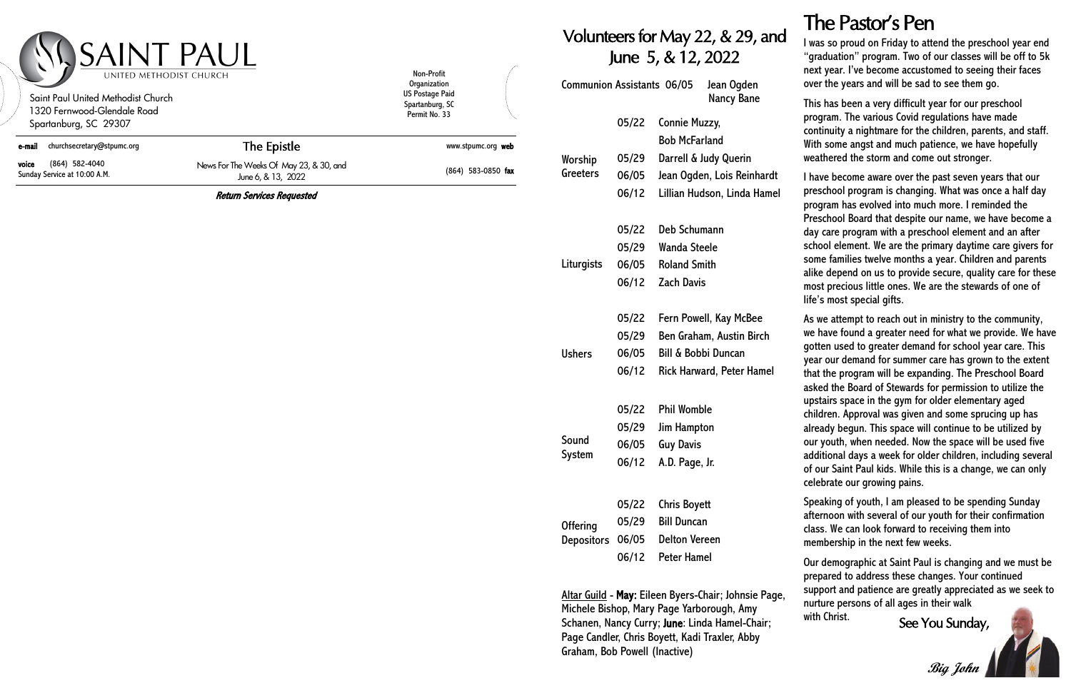# SAINT PAUL

UNITED METHODIST CHURCH

Saint Paul United Methodist Church
1320 Fernwood-Glendale Road
Spartanburg, SC 29307

Non-Profit Organization
US Postage Paid
Spartanburg, SC
Permit No. 33

**e-mail** churchsecretary@stpumc.org

## The Epistle

News For The Weeks Of May 23, & 30, and June 6, & 13, 2022

www.stpumc.org **web**

**voice** (864) 582-4040
Sunday Service at 10:00 A.M.

(864) 583-0850 **fax**

***Return Services Requested***

# Volunteers for May 22, & 29, and June 5, & 12, 2022

Communion Assistants 06/05 Jean Ogden, Nancy Bane

| | Date | Volunteers |
|---|---|---|
| Worship Greeters | 05/22 | Connie Muzzy, Bob McFarland |
| | 05/29 | Darrell & Judy Querin |
| | 06/05 | Jean Ogden, Lois Reinhardt |
| | 06/12 | Lillian Hudson, Linda Hamel |
| Liturgists | 05/22 | Deb Schumann |
| | 05/29 | Wanda Steele |
| | 06/05 | Roland Smith |
| | 06/12 | Zach Davis |
| Ushers | 05/22 | Fern Powell, Kay McBee |
| | 05/29 | Ben Graham, Austin Birch |
| | 06/05 | Bill & Bobbi Duncan |
| | 06/12 | Rick Harward, Peter Hamel |
| Sound System | 05/22 | Phil Womble |
| | 05/29 | Jim Hampton |
| | 06/05 | Guy Davis |
| | 06/12 | A.D. Page, Jr. |
| Offering Depositors | 05/22 | Chris Boyett |
| | 05/29 | Bill Duncan |
| | 06/05 | Delton Vereen |
| | 06/12 | Peter Hamel |

Altar Guild - **May:** Eileen Byers-Chair; Johnsie Page, Michele Bishop, Mary Page Yarborough, Amy Schanen, Nancy Curry; **June**: Linda Hamel-Chair; Page Candler, Chris Boyett, Kadi Traxler, Abby Graham, Bob Powell (Inactive)

# The Pastor's Pen

I was so proud on Friday to attend the preschool year end "graduation" program. Two of our classes will be off to 5k next year. I've become accustomed to seeing their faces over the years and will be sad to see them go.

This has been a very difficult year for our preschool program. The various Covid regulations have made continuity a nightmare for the children, parents, and staff. With some angst and much patience, we have hopefully weathered the storm and come out stronger.

I have become aware over the past seven years that our preschool program is changing. What was once a half day program has evolved into much more. I reminded the Preschool Board that despite our name, we have become a day care program with a preschool element and an after school element. We are the primary daytime care givers for some families twelve months a year. Children and parents alike depend on us to provide secure, quality care for these most precious little ones. We are the stewards of one of life's most special gifts.

As we attempt to reach out in ministry to the community, we have found a greater need for what we provide. We have gotten used to greater demand for school year care. This year our demand for summer care has grown to the extent that the program will be expanding. The Preschool Board asked the Board of Stewards for permission to utilize the upstairs space in the gym for older elementary aged children. Approval was given and some sprucing up has already begun. This space will continue to be utilized by our youth, when needed. Now the space will be used five additional days a week for older children, including several of our Saint Paul kids. While this is a change, we can only celebrate our growing pains.

Speaking of youth, I am pleased to be spending Sunday afternoon with several of our youth for their confirmation class. We can look forward to receiving them into membership in the next few weeks.

Our demographic at Saint Paul is changing and we must be prepared to address these changes. Your continued support and patience are greatly appreciated as we seek to nurture persons of all ages in their walk with Christ.

See You Sunday,

*Big John*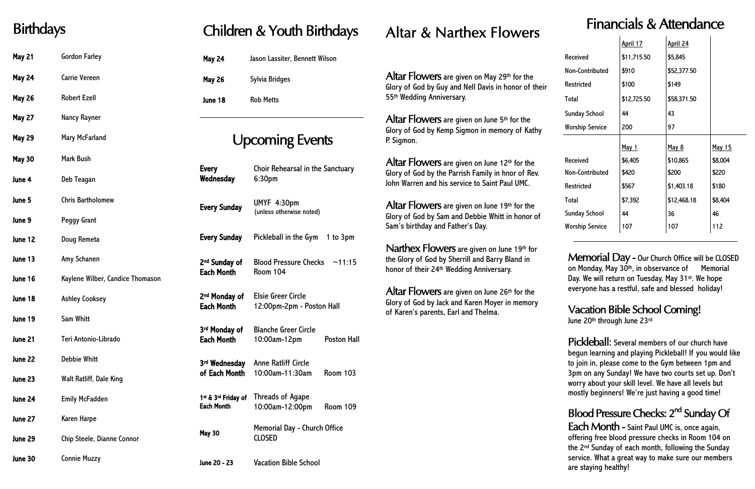# Birthdays

| | |
|---|---|
| May 21 | Gordon Farley |
| May 24 | Carrie Vereen |
| May 26 | Robert Ezell |
| May 27 | Nancy Rayner |
| May 29 | Mary McFarland |
| May 30 | Mark Bush |
| June 4 | Deb Teagan |
| June 5 | Chris Bartholomew |
| June 9 | Peggy Grant |
| June 12 | Doug Remeta |
| June 13 | Amy Schanen |
| June 16 | Kaylene Wilber, Candice Thomason |
| June 18 | Ashley Cooksey |
| June 19 | Sam Whitt |
| June 21 | Teri Antonio-Librado |
| June 22 | Debbie Whitt |
| June 23 | Walt Ratliff, Dale King |
| June 24 | Emily McFadden |
| June 27 | Karen Harpe |
| June 29 | Chip Steele, Dianne Connor |
| June 30 | Connie Muzzy |

# Children & Youth Birthdays

| | |
|---|---|
| May 24 | Jason Lassiter, Bennett Wilson |
| May 26 | Sylvia Bridges |
| June 18 | Rob Metts |

# Upcoming Events

| | |
|---|---|
| Every Wednesday | Choir Rehearsal in the Sanctuary 6:30pm |
| Every Sunday | UMYF 4:30pm (unless otherwise noted) |
| Every Sunday | Pickleball in the Gym 1 to 3pm |
| 2nd Sunday of Each Month | Blood Pressure Checks ~11:15 Room 104 |
| 2nd Monday of Each Month | Elsie Greer Circle 12:00pm-2pm - Poston Hall |
| 3rd Monday of Each Month | Blanche Greer Circle 10:00am-12pm Poston Hall |
| 3rd Wednesday of Each Month | Anne Ratliff Circle 10:00am-11:30am Room 103 |
| 1st & 3rd Friday of Each Month | Threads of Agape 10:00am-12:00pm Room 109 |
| May 30 | Memorial Day - Church Office CLOSED |
| June 20 - 23 | Vacation Bible School |

# Altar & Narthex Flowers

**Altar Flowers** are given on May 29th for the Glory of God by Guy and Nell Davis in honor of their 55th Wedding Anniversary.

**Altar Flowers** are given on June 5th for the Glory of God by Kemp Sigmon in memory of Kathy P. Sigmon.

**Altar Flowers** are given on June 12th for the Glory of God by the Parrish Family in hnor of Rev. John Warren and his service to Saint Paul UMC.

**Altar Flowers** are given on June 19th for the Glory of God by Sam and Debbie Whitt in honor of Sam's birthday and Father's Day.

**Narthex Flowers** are given on June 19th for the Glory of God by Sherrill and Barry Bland in honor of their 24th Wedding Anniversary.

**Altar Flowers** are given on June 26th for the Glory of God by Jack and Karen Moyer in memory of Karen's parents, Earl and Thelma.

# Financials & Attendance

| | April 17 | April 24 | |
|---|---|---|---|
| Received | $11,715.50 | $5,845 | |
| Non-Contributed | $910 | $52,377.50 | |
| Restricted | $100 | $149 | |
| Total | $12,725.50 | $58,371.50 | |
| Sunday School | 44 | 43 | |
| Worship Service | 200 | 97 | |
| | May 1 | May 8 | May 15 |
| Received | $6,405 | $10,865 | $8,004 |
| Non-Contributed | $420 | $200 | $220 |
| Restricted | $567 | $1,403.18 | $180 |
| Total | $7,392 | $12,468.18 | $8,404 |
| Sunday School | 44 | 36 | 46 |
| Worship Service | 107 | 107 | 112 |

**Memorial Day -** Our Church Office will be CLOSED on Monday, May 30th, in observance of Memorial Day. We will return on Tuesday, May 31st. We hope everyone has a restful, safe and blessed holiday!

**Vacation Bible School Coming!**
June 20th through June 23rd

**Pickleball:** Several members of our church have begun learning and playing Pickleball! If you would like to join in, please come to the Gym between 1pm and 3pm on any Sunday! We have two courts set up. Don't worry about your skill level. We have all levels but mostly beginners! We're just having a good time!

**Blood Pressure Checks: 2nd Sunday Of Each Month -** Saint Paul UMC is, once again, offering free blood pressure checks in Room 104 on the 2nd Sunday of each month, following the Sunday service. What a great way to make sure our members are staying healthy!